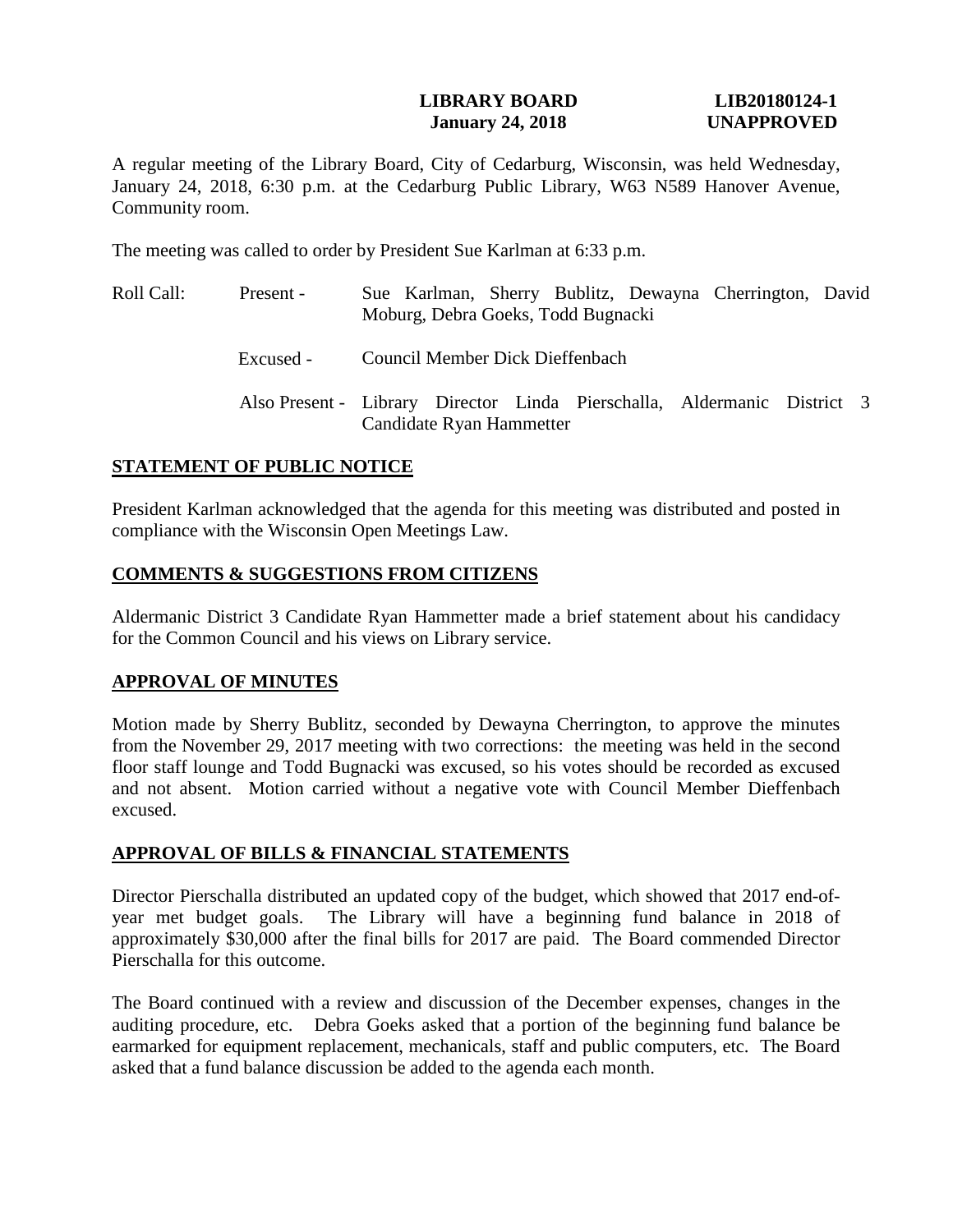**LIBRARY BOARD** **LIB20180124-1**
**January 24, 2018** **UNAPPROVED**

A regular meeting of the Library Board, City of Cedarburg, Wisconsin, was held Wednesday, January 24, 2018, 6:30 p.m. at the Cedarburg Public Library, W63 N589 Hanover Avenue, Community room.

The meeting was called to order by President Sue Karlman at 6:33 p.m.

| Roll Call: | Present - | Sue Karlman, Sherry Bublitz, Dewayna Cherrington, David Moburg, Debra Goeks, Todd Bugnacki |
|---|---|---|
| | Excused - | Council Member Dick Dieffenbach |
| | Also Present - | Library Director Linda Pierschalla, Aldermanic District 3 Candidate Ryan Hammetter |

## STATEMENT OF PUBLIC NOTICE

President Karlman acknowledged that the agenda for this meeting was distributed and posted in compliance with the Wisconsin Open Meetings Law.

## COMMENTS & SUGGESTIONS FROM CITIZENS

Aldermanic District 3 Candidate Ryan Hammetter made a brief statement about his candidacy for the Common Council and his views on Library service.

## APPROVAL OF MINUTES

Motion made by Sherry Bublitz, seconded by Dewayna Cherrington, to approve the minutes from the November 29, 2017 meeting with two corrections: the meeting was held in the second floor staff lounge and Todd Bugnacki was excused, so his votes should be recorded as excused and not absent. Motion carried without a negative vote with Council Member Dieffenbach excused.

## APPROVAL OF BILLS & FINANCIAL STATEMENTS

Director Pierschalla distributed an updated copy of the budget, which showed that 2017 end-of-year met budget goals. The Library will have a beginning fund balance in 2018 of approximately $30,000 after the final bills for 2017 are paid. The Board commended Director Pierschalla for this outcome.

The Board continued with a review and discussion of the December expenses, changes in the auditing procedure, etc. Debra Goeks asked that a portion of the beginning fund balance be earmarked for equipment replacement, mechanicals, staff and public computers, etc. The Board asked that a fund balance discussion be added to the agenda each month.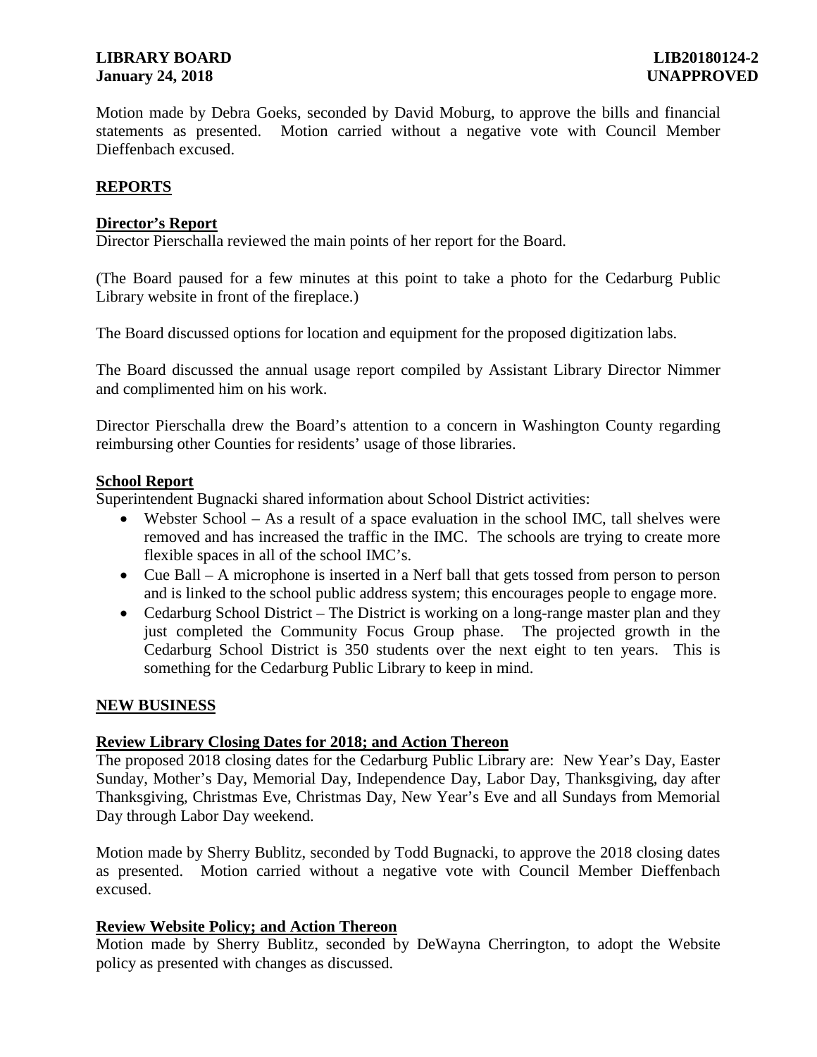Motion made by Debra Goeks, seconded by David Moburg, to approve the bills and financial statements as presented. Motion carried without a negative vote with Council Member Dieffenbach excused.

## REPORTS

### Director's Report

Director Pierschalla reviewed the main points of her report for the Board.

(The Board paused for a few minutes at this point to take a photo for the Cedarburg Public Library website in front of the fireplace.)

The Board discussed options for location and equipment for the proposed digitization labs.

The Board discussed the annual usage report compiled by Assistant Library Director Nimmer and complimented him on his work.

Director Pierschalla drew the Board's attention to a concern in Washington County regarding reimbursing other Counties for residents' usage of those libraries.

### School Report

Superintendent Bugnacki shared information about School District activities:

- Webster School – As a result of a space evaluation in the school IMC, tall shelves were removed and has increased the traffic in the IMC. The schools are trying to create more flexible spaces in all of the school IMC's.
- Cue Ball – A microphone is inserted in a Nerf ball that gets tossed from person to person and is linked to the school public address system; this encourages people to engage more.
- Cedarburg School District – The District is working on a long-range master plan and they just completed the Community Focus Group phase. The projected growth in the Cedarburg School District is 350 students over the next eight to ten years. This is something for the Cedarburg Public Library to keep in mind.

## NEW BUSINESS

### Review Library Closing Dates for 2018; and Action Thereon

The proposed 2018 closing dates for the Cedarburg Public Library are: New Year's Day, Easter Sunday, Mother's Day, Memorial Day, Independence Day, Labor Day, Thanksgiving, day after Thanksgiving, Christmas Eve, Christmas Day, New Year's Eve and all Sundays from Memorial Day through Labor Day weekend.

Motion made by Sherry Bublitz, seconded by Todd Bugnacki, to approve the 2018 closing dates as presented. Motion carried without a negative vote with Council Member Dieffenbach excused.

### Review Website Policy; and Action Thereon

Motion made by Sherry Bublitz, seconded by DeWayna Cherrington, to adopt the Website policy as presented with changes as discussed.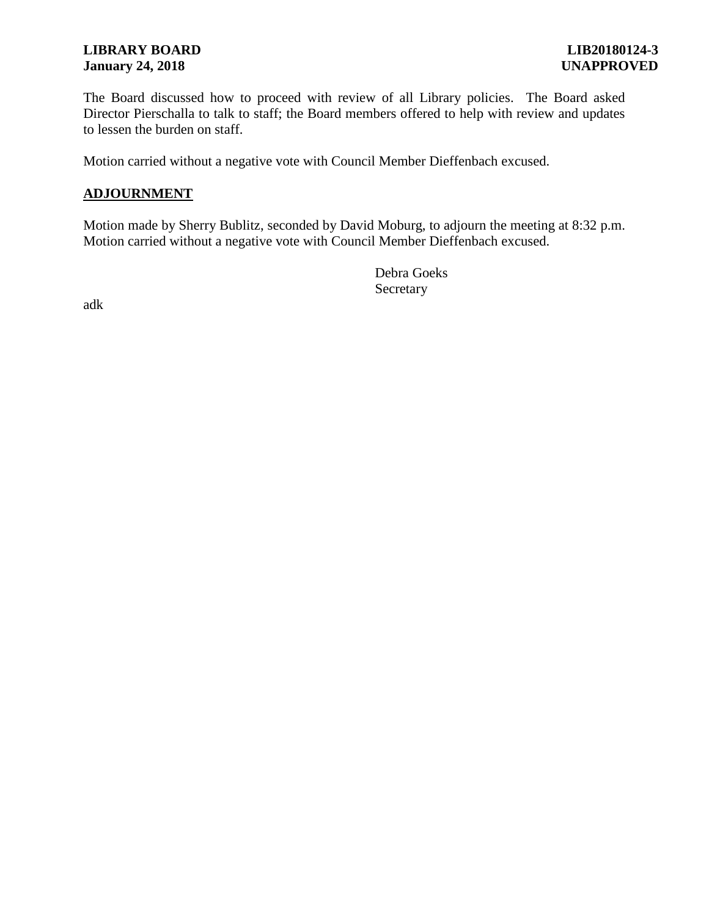The Board discussed how to proceed with review of all Library policies. The Board asked Director Pierschalla to talk to staff; the Board members offered to help with review and updates to lessen the burden on staff.

Motion carried without a negative vote with Council Member Dieffenbach excused.

## ADJOURNMENT

Motion made by Sherry Bublitz, seconded by David Moburg, to adjourn the meeting at 8:32 p.m. Motion carried without a negative vote with Council Member Dieffenbach excused.

Debra Goeks
Secretary

adk